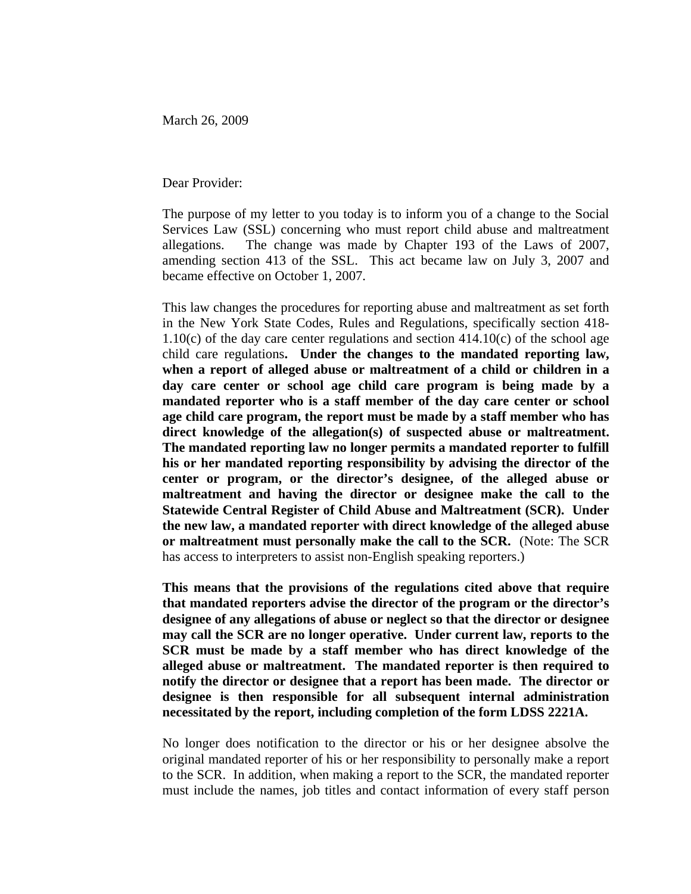March 26, 2009

Dear Provider:

The purpose of my letter to you today is to inform you of a change to the Social Services Law (SSL) concerning who must report child abuse and maltreatment allegations. The change was made by Chapter 193 of the Laws of 2007, amending section 413 of the SSL. This act became law on July 3, 2007 and became effective on October 1, 2007.

This law changes the procedures for reporting abuse and maltreatment as set forth in the New York State Codes, Rules and Regulations, specifically section 418-1.10(c) of the day care center regulations and section 414.10(c) of the school age child care regulations**. Under the changes to the mandated reporting law, when a report of alleged abuse or maltreatment of a child or children in a day care center or school age child care program is being made by a mandated reporter who is a staff member of the day care center or school age child care program, the report must be made by a staff member who has direct knowledge of the allegation(s) of suspected abuse or maltreatment. The mandated reporting law no longer permits a mandated reporter to fulfill his or her mandated reporting responsibility by advising the director of the center or program, or the director's designee, of the alleged abuse or maltreatment and having the director or designee make the call to the Statewide Central Register of Child Abuse and Maltreatment (SCR). Under the new law, a mandated reporter with direct knowledge of the alleged abuse or maltreatment must personally make the call to the SCR.** (Note: The SCR has access to interpreters to assist non-English speaking reporters.)

**This means that the provisions of the regulations cited above that require that mandated reporters advise the director of the program or the director's designee of any allegations of abuse or neglect so that the director or designee may call the SCR are no longer operative. Under current law, reports to the SCR must be made by a staff member who has direct knowledge of the alleged abuse or maltreatment. The mandated reporter is then required to notify the director or designee that a report has been made. The director or designee is then responsible for all subsequent internal administration necessitated by the report, including completion of the form LDSS 2221A.**

No longer does notification to the director or his or her designee absolve the original mandated reporter of his or her responsibility to personally make a report to the SCR. In addition, when making a report to the SCR, the mandated reporter must include the names, job titles and contact information of every staff person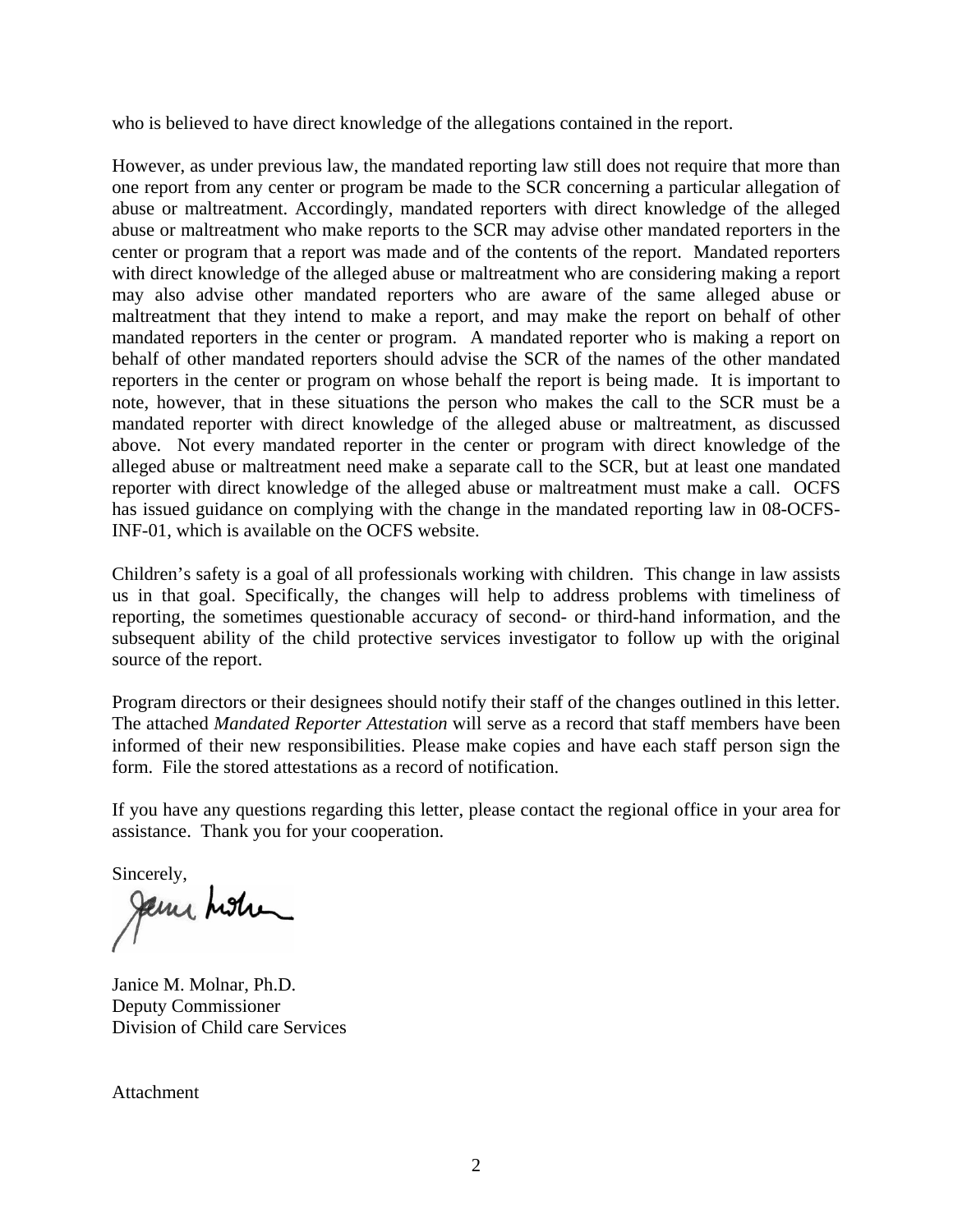who is believed to have direct knowledge of the allegations contained in the report.

However, as under previous law, the mandated reporting law still does not require that more than one report from any center or program be made to the SCR concerning a particular allegation of abuse or maltreatment. Accordingly, mandated reporters with direct knowledge of the alleged abuse or maltreatment who make reports to the SCR may advise other mandated reporters in the center or program that a report was made and of the contents of the report. Mandated reporters with direct knowledge of the alleged abuse or maltreatment who are considering making a report may also advise other mandated reporters who are aware of the same alleged abuse or maltreatment that they intend to make a report, and may make the report on behalf of other mandated reporters in the center or program. A mandated reporter who is making a report on behalf of other mandated reporters should advise the SCR of the names of the other mandated reporters in the center or program on whose behalf the report is being made. It is important to note, however, that in these situations the person who makes the call to the SCR must be a mandated reporter with direct knowledge of the alleged abuse or maltreatment, as discussed above. Not every mandated reporter in the center or program with direct knowledge of the alleged abuse or maltreatment need make a separate call to the SCR, but at least one mandated reporter with direct knowledge of the alleged abuse or maltreatment must make a call. OCFS has issued guidance on complying with the change in the mandated reporting law in 08-OCFS-INF-01, which is available on the OCFS website.

Children's safety is a goal of all professionals working with children. This change in law assists us in that goal. Specifically, the changes will help to address problems with timeliness of reporting, the sometimes questionable accuracy of second- or third-hand information, and the subsequent ability of the child protective services investigator to follow up with the original source of the report.

Program directors or their designees should notify their staff of the changes outlined in this letter. The attached *Mandated Reporter Attestation* will serve as a record that staff members have been informed of their new responsibilities. Please make copies and have each staff person sign the form. File the stored attestations as a record of notification.

If you have any questions regarding this letter, please contact the regional office in your area for assistance. Thank you for your cooperation.

Sincerely,

Janice M. Molnar, Ph.D.
Deputy Commissioner
Division of Child care Services

Attachment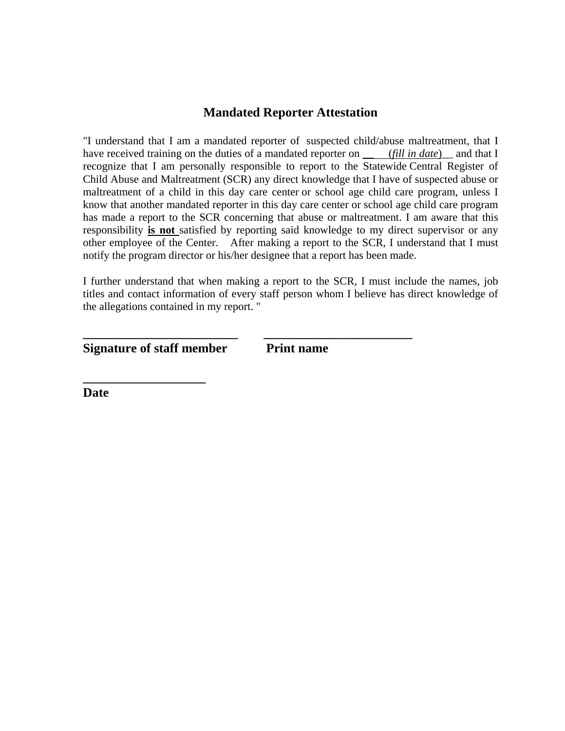# Mandated Reporter Attestation

"I understand that I am a mandated reporter of suspected child/abuse maltreatment, that I have received training on the duties of a mandated reporter on __ (*fill in date*)__ and that I recognize that I am personally responsible to report to the Statewide Central Register of Child Abuse and Maltreatment (SCR) any direct knowledge that I have of suspected abuse or maltreatment of a child in this day care center or school age child care program, unless I know that another mandated reporter in this day care center or school age child care program has made a report to the SCR concerning that abuse or maltreatment. I am aware that this responsibility **is not** satisfied by reporting said knowledge to my direct supervisor or any other employee of the Center. After making a report to the SCR, I understand that I must notify the program director or his/her designee that a report has been made.

I further understand that when making a report to the SCR, I must include the names, job titles and contact information of every staff person whom I believe has direct knowledge of the allegations contained in my report. "

______________________ ______________________

**Signature of staff member** **Print name**

__________________

**Date**